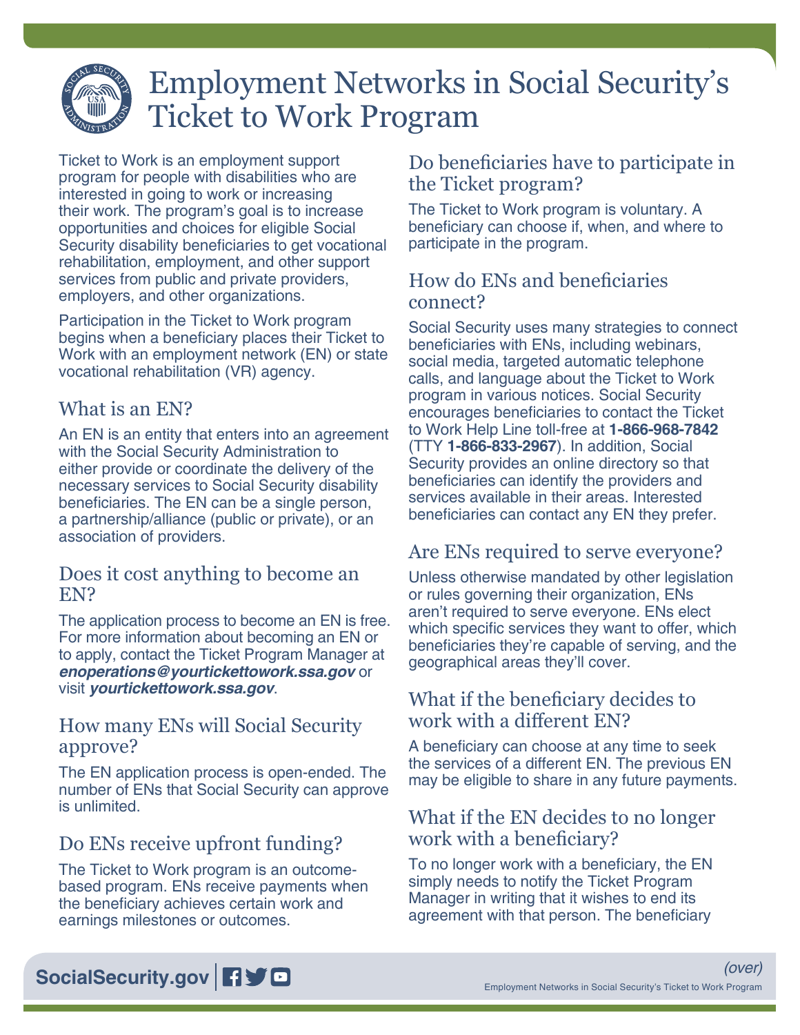# Employment Networks in Social Security's Ticket to Work Program

Ticket to Work is an employment support program for people with disabilities who are interested in going to work or increasing their work. The program's goal is to increase opportunities and choices for eligible Social Security disability beneficiaries to get vocational rehabilitation, employment, and other support services from public and private providers, employers, and other organizations.

Participation in the Ticket to Work program begins when a beneficiary places their Ticket to Work with an employment network (EN) or state vocational rehabilitation (VR) agency.

## What is an EN?

An EN is an entity that enters into an agreement with the Social Security Administration to either provide or coordinate the delivery of the necessary services to Social Security disability beneficiaries. The EN can be a single person, a partnership/alliance (public or private), or an association of providers.

## Does it cost anything to become an EN?

The application process to become an EN is free. For more information about becoming an EN or to apply, contact the Ticket Program Manager at ***enoperations@yourtickettowork.ssa.gov*** or visit ***yourtickettowork.ssa.gov***.

## How many ENs will Social Security approve?

The EN application process is open-ended. The number of ENs that Social Security can approve is unlimited.

## Do ENs receive upfront funding?

The Ticket to Work program is an outcome-based program. ENs receive payments when the beneficiary achieves certain work and earnings milestones or outcomes.

## Do beneficiaries have to participate in the Ticket program?

The Ticket to Work program is voluntary. A beneficiary can choose if, when, and where to participate in the program.

## How do ENs and beneficiaries connect?

Social Security uses many strategies to connect beneficiaries with ENs, including webinars, social media, targeted automatic telephone calls, and language about the Ticket to Work program in various notices. Social Security encourages beneficiaries to contact the Ticket to Work Help Line toll-free at **1-866-968-7842** (TTY **1-866-833-2967**). In addition, Social Security provides an online directory so that beneficiaries can identify the providers and services available in their areas. Interested beneficiaries can contact any EN they prefer.

## Are ENs required to serve everyone?

Unless otherwise mandated by other legislation or rules governing their organization, ENs aren't required to serve everyone. ENs elect which specific services they want to offer, which beneficiaries they're capable of serving, and the geographical areas they'll cover.

## What if the beneficiary decides to work with a different EN?

A beneficiary can choose at any time to seek the services of a different EN. The previous EN may be eligible to share in any future payments.

## What if the EN decides to no longer work with a beneficiary?

To no longer work with a beneficiary, the EN simply needs to notify the Ticket Program Manager in writing that it wishes to end its agreement with that person. The beneficiary

*(over)*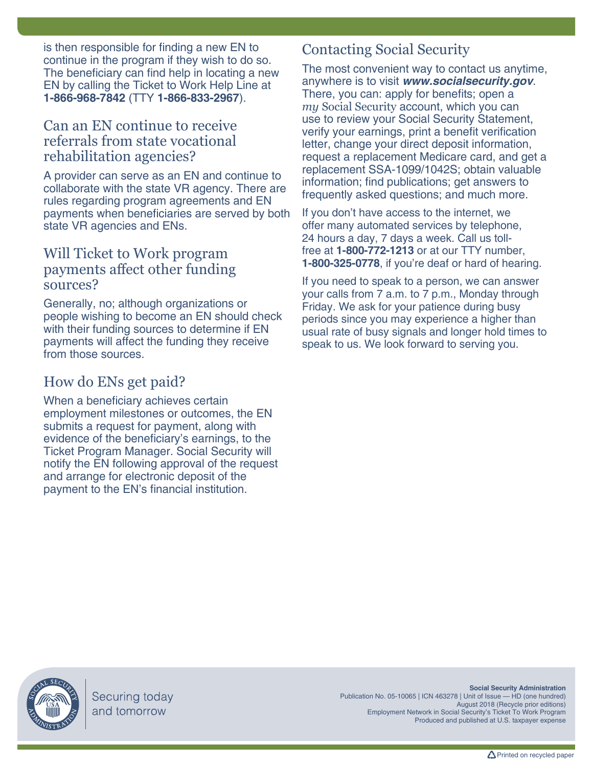is then responsible for finding a new EN to continue in the program if they wish to do so. The beneficiary can find help in locating a new EN by calling the Ticket to Work Help Line at **1-866-968-7842** (TTY **1-866-833-2967**).

## Can an EN continue to receive referrals from state vocational rehabilitation agencies?

A provider can serve as an EN and continue to collaborate with the state VR agency. There are rules regarding program agreements and EN payments when beneficiaries are served by both state VR agencies and ENs.

## Will Ticket to Work program payments affect other funding sources?

Generally, no; although organizations or people wishing to become an EN should check with their funding sources to determine if EN payments will affect the funding they receive from those sources.

## How do ENs get paid?

When a beneficiary achieves certain employment milestones or outcomes, the EN submits a request for payment, along with evidence of the beneficiary's earnings, to the Ticket Program Manager. Social Security will notify the EN following approval of the request and arrange for electronic deposit of the payment to the EN's financial institution.

## Contacting Social Security

The most convenient way to contact us anytime, anywhere is to visit ***www.socialsecurity.gov***. There, you can: apply for benefits; open a *my* Social Security account, which you can use to review your Social Security Statement, verify your earnings, print a benefit verification letter, change your direct deposit information, request a replacement Medicare card, and get a replacement SSA-1099/1042S; obtain valuable information; find publications; get answers to frequently asked questions; and much more.

If you don't have access to the internet, we offer many automated services by telephone, 24 hours a day, 7 days a week. Call us toll-free at **1-800-772-1213** or at our TTY number, **1-800-325-0778**, if you're deaf or hard of hearing.

If you need to speak to a person, we can answer your calls from 7 a.m. to 7 p.m., Monday through Friday. We ask for your patience during busy periods since you may experience a higher than usual rate of busy signals and longer hold times to speak to us. We look forward to serving you.

Securing today and tomorrow

**Social Security Administration**
Publication No. 05-10065 | ICN 463278 | Unit of Issue — HD (one hundred)
August 2018 (Recycle prior editions)
Employment Network in Social Security's Ticket To Work Program
Produced and published at U.S. taxpayer expense

Printed on recycled paper